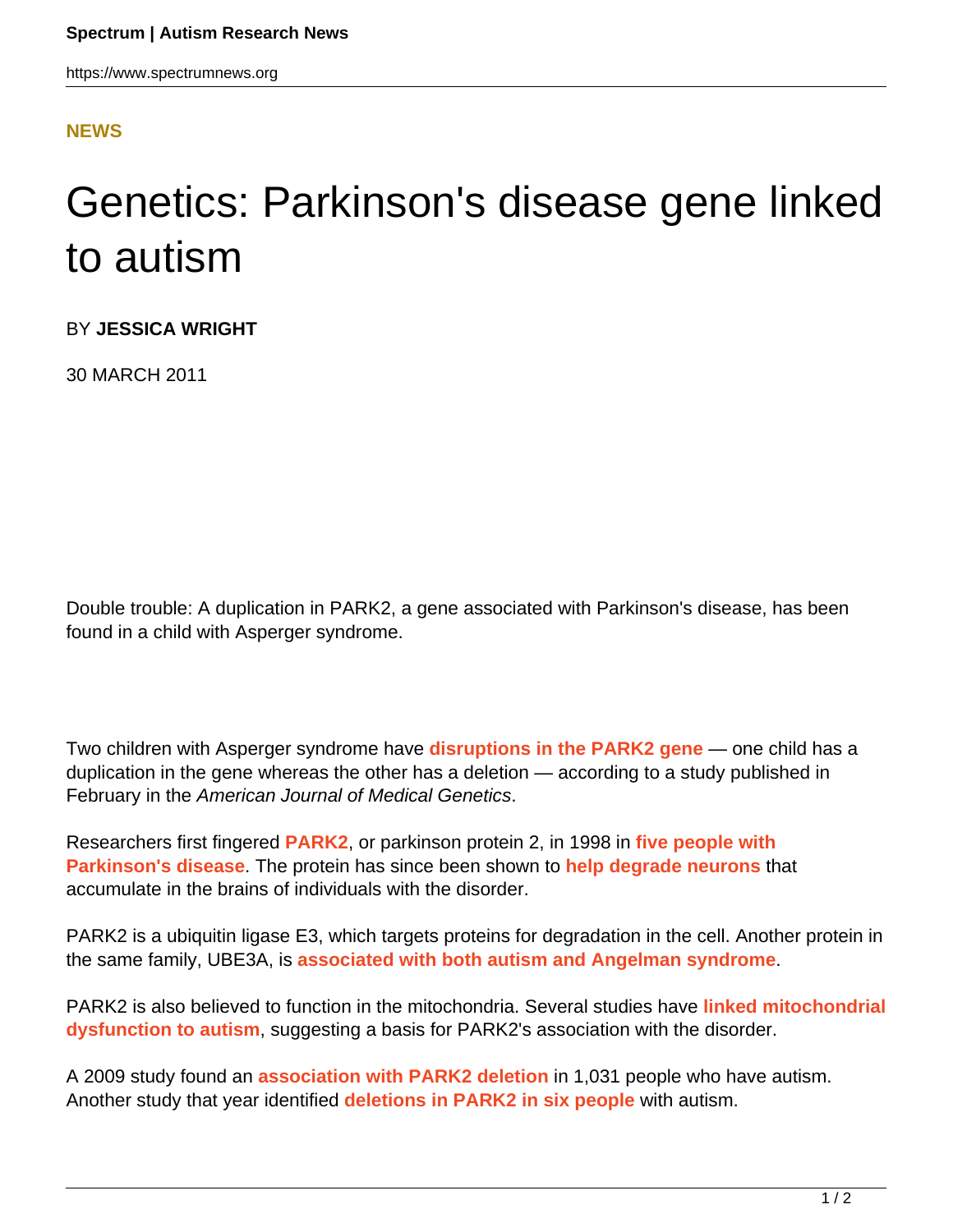**NEWS**

# Genetics: Parkinson's disease gene linked to autism

BY **JESSICA WRIGHT**

30 MARCH 2011

Double trouble: A duplication in PARK2, a gene associated with Parkinson's disease, has been found in a child with Asperger syndrome.

Two children with Asperger syndrome have **disruptions in the PARK2 gene** — one child has a duplication in the gene whereas the other has a deletion — according to a study published in February in the *American Journal of Medical Genetics*.

Researchers first fingered **PARK2**, or parkinson protein 2, in 1998 in **five people with Parkinson's disease**. The protein has since been shown to **help degrade neurons** that accumulate in the brains of individuals with the disorder.

PARK2 is a ubiquitin ligase E3, which targets proteins for degradation in the cell. Another protein in the same family, UBE3A, is **associated with both autism and Angelman syndrome**.

PARK2 is also believed to function in the mitochondria. Several studies have **linked mitochondrial dysfunction to autism**, suggesting a basis for PARK2's association with the disorder.

A 2009 study found an **association with PARK2 deletion** in 1,031 people who have autism. Another study that year identified **deletions in PARK2 in six people** with autism.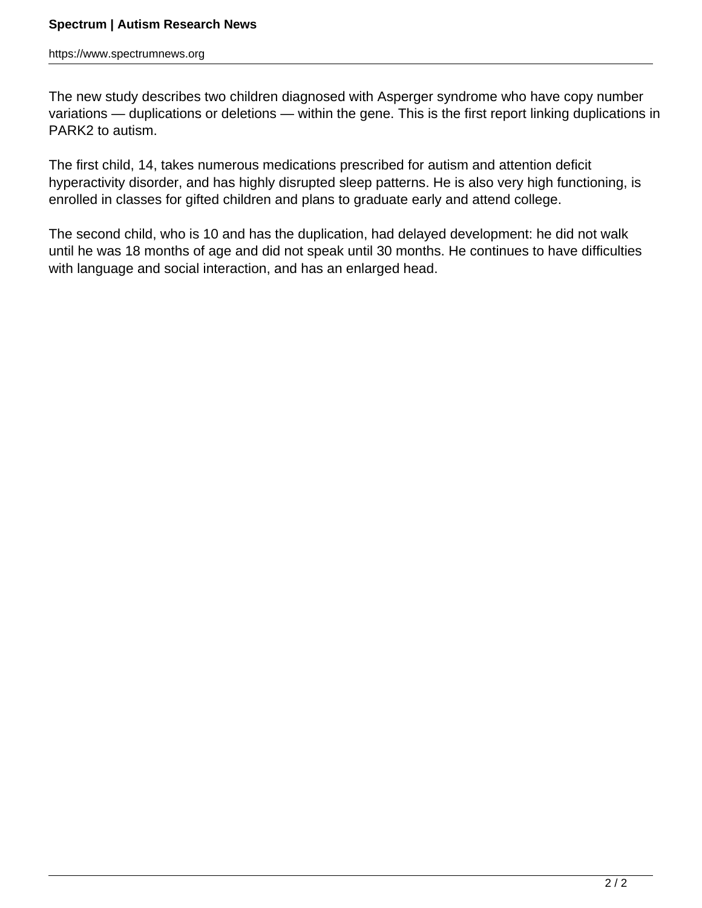The new study describes two children diagnosed with Asperger syndrome who have copy number variations — duplications or deletions — within the gene. This is the first report linking duplications in PARK2 to autism.

The first child, 14, takes numerous medications prescribed for autism and attention deficit hyperactivity disorder, and has highly disrupted sleep patterns. He is also very high functioning, is enrolled in classes for gifted children and plans to graduate early and attend college.

The second child, who is 10 and has the duplication, had delayed development: he did not walk until he was 18 months of age and did not speak until 30 months. He continues to have difficulties with language and social interaction, and has an enlarged head.